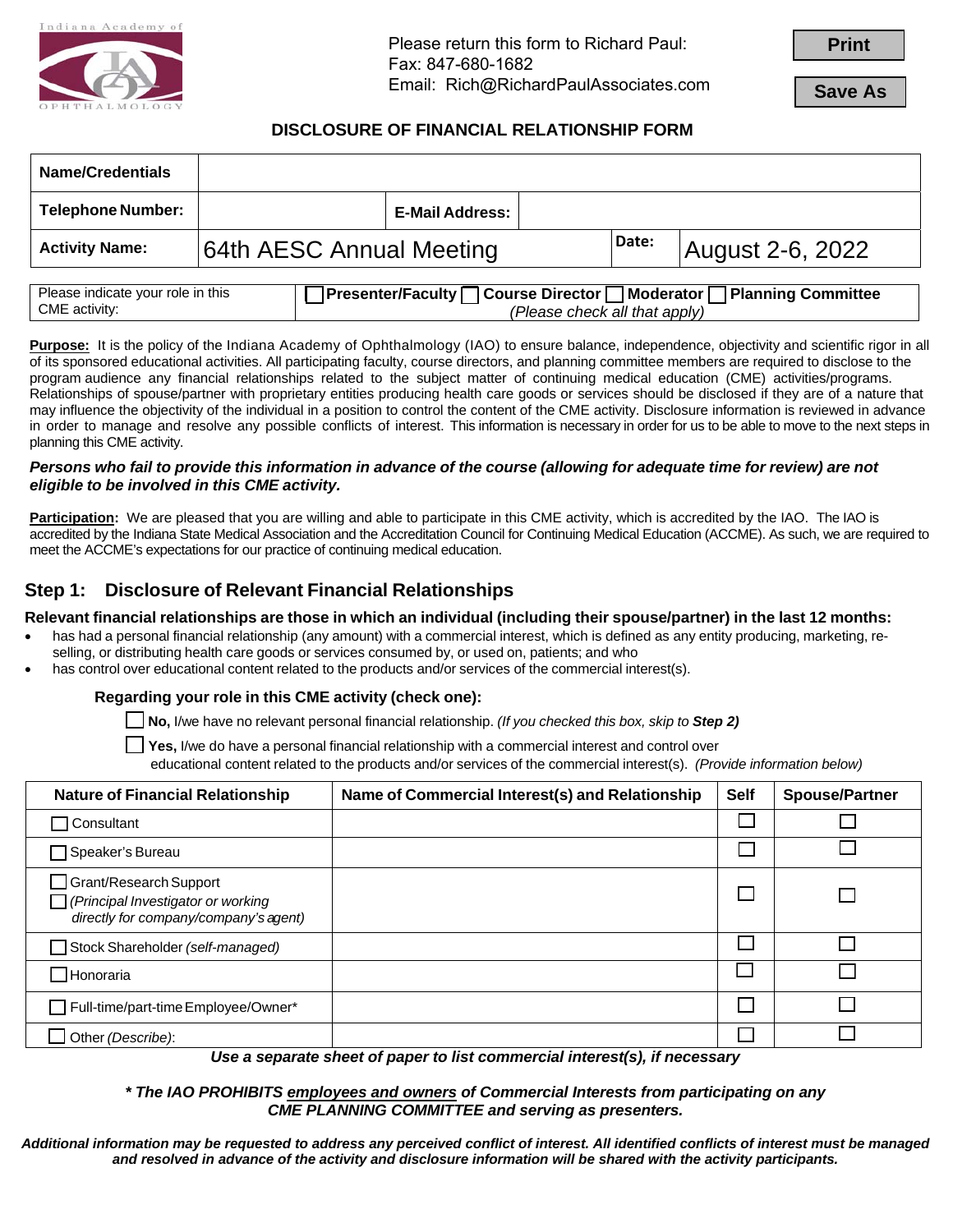Indiana Academy of OPHTHALMOLOGY

Please return this form to Richard Paul:
Fax: 847-680-1682
Email: Rich@RichardPaulAssociates.com

Print

Save As

## DISCLOSURE OF FINANCIAL RELATIONSHIP FORM

| **Name/Credentials** | | | | | |
|---|---|---|---|---|---|
| **Telephone Number:** | | **E-Mail Address:** | | | |
| **Activity Name:** | 64th AESC Annual Meeting | | **Date:** | August 2-6, 2022 | |

| Please indicate your role in this CME activity: | ☐ **Presenter/Faculty** ☐ **Course Director** ☐ **Moderator** ☐ **Planning Committee** *(Please check all that apply)* |
|---|---|

**Purpose:** It is the policy of the Indiana Academy of Ophthalmology (IAO) to ensure balance, independence, objectivity and scientific rigor in all of its sponsored educational activities. All participating faculty, course directors, and planning committee members are required to disclose to the program audience any financial relationships related to the subject matter of continuing medical education (CME) activities/programs. Relationships of spouse/partner with proprietary entities producing health care goods or services should be disclosed if they are of a nature that may influence the objectivity of the individual in a position to control the content of the CME activity. Disclosure information is reviewed in advance in order to manage and resolve any possible conflicts of interest. This information is necessary in order for us to be able to move to the next steps in planning this CME activity.

***Persons who fail to provide this information in advance of the course (allowing for adequate time for review) are not eligible to be involved in this CME activity.***

**Participation:** We are pleased that you are willing and able to participate in this CME activity, which is accredited by the IAO. The IAO is accredited by the Indiana State Medical Association and the Accreditation Council for Continuing Medical Education (ACCME). As such, we are required to meet the ACCME's expectations for our practice of continuing medical education.

## Step 1: Disclosure of Relevant Financial Relationships

**Relevant financial relationships are those in which an individual (including their spouse/partner) in the last 12 months:**

- has had a personal financial relationship (any amount) with a commercial interest, which is defined as any entity producing, marketing, re-selling, or distributing health care goods or services consumed by, or used on, patients; and who
- has control over educational content related to the products and/or services of the commercial interest(s).

**Regarding your role in this CME activity (check one):**

☐ **No,** I/we have no relevant personal financial relationship. *(If you checked this box, skip to **Step 2)***

☐ **Yes,** I/we do have a personal financial relationship with a commercial interest and control over educational content related to the products and/or services of the commercial interest(s). *(Provide information below)*

| Nature of Financial Relationship | Name of Commercial Interest(s) and Relationship | Self | Spouse/Partner |
|---|---|---|---|
| ☐ Consultant | | ☐ | ☐ |
| ☐ Speaker's Bureau | | ☐ | ☐ |
| ☐ Grant/Research Support<br>☐ *(Principal Investigator or working directly for company/company's agent)* | | ☐ | ☐ |
| ☐ Stock Shareholder *(self-managed)* | | ☐ | ☐ |
| ☐ Honoraria | | ☐ | ☐ |
| ☐ Full-time/part-time Employee/Owner* | | ☐ | ☐ |
| ☐ Other *(Describe)*: | | ☐ | ☐ |

***Use a separate sheet of paper to list commercial interest(s), if necessary***

***\* The IAO PROHIBITS <u>employees and owners</u> of Commercial Interests from participating on any CME PLANNING COMMITTEE and serving as presenters.***

***Additional information may be requested to address any perceived conflict of interest. All identified conflicts of interest must be managed and resolved in advance of the activity and disclosure information will be shared with the activity participants.***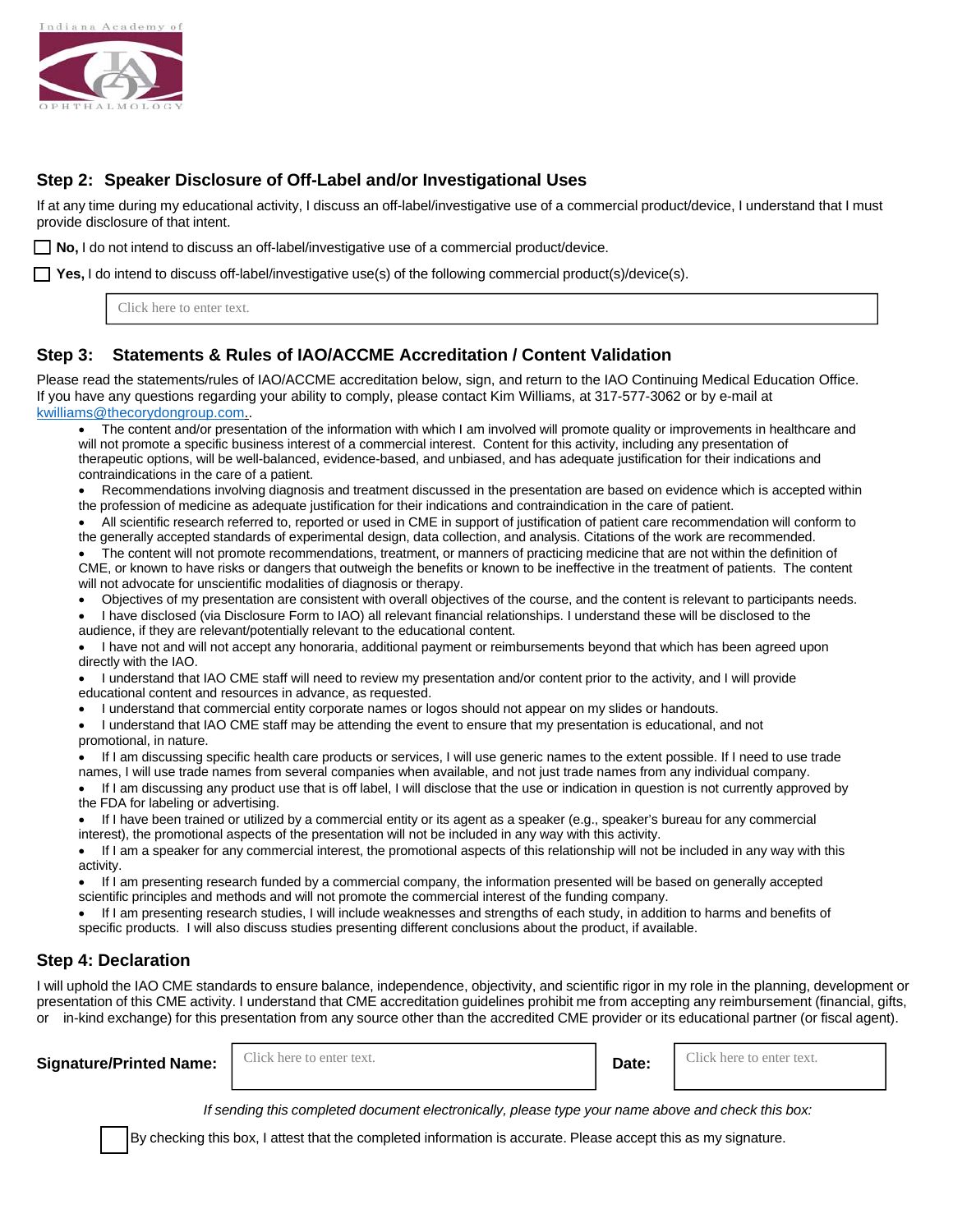Indiana Academy of

OPHTHALMOLOGY

## Step 2: Speaker Disclosure of Off-Label and/or Investigational Uses

If at any time during my educational activity, I discuss an off-label/investigative use of a commercial product/device, I understand that I must provide disclosure of that intent.

☐ **No,** I do not intend to discuss an off-label/investigative use of a commercial product/device.

☐ **Yes,** I do intend to discuss off-label/investigative use(s) of the following commercial product(s)/device(s).

Click here to enter text.

## Step 3: Statements & Rules of IAO/ACCME Accreditation / Content Validation

Please read the statements/rules of IAO/ACCME accreditation below, sign, and return to the IAO Continuing Medical Education Office. If you have any questions regarding your ability to comply, please contact Kim Williams, at 317-577-3062 or by e-mail at kwilliams@thecorydongroup.com..

- The content and/or presentation of the information with which I am involved will promote quality or improvements in healthcare and will not promote a specific business interest of a commercial interest. Content for this activity, including any presentation of therapeutic options, will be well-balanced, evidence-based, and unbiased, and has adequate justification for their indications and contraindications in the care of a patient.
- Recommendations involving diagnosis and treatment discussed in the presentation are based on evidence which is accepted within the profession of medicine as adequate justification for their indications and contraindication in the care of patient.
- All scientific research referred to, reported or used in CME in support of justification of patient care recommendation will conform to the generally accepted standards of experimental design, data collection, and analysis. Citations of the work are recommended.
- The content will not promote recommendations, treatment, or manners of practicing medicine that are not within the definition of CME, or known to have risks or dangers that outweigh the benefits or known to be ineffective in the treatment of patients. The content will not advocate for unscientific modalities of diagnosis or therapy.
- Objectives of my presentation are consistent with overall objectives of the course, and the content is relevant to participants needs.
- I have disclosed (via Disclosure Form to IAO) all relevant financial relationships. I understand these will be disclosed to the audience, if they are relevant/potentially relevant to the educational content.
- I have not and will not accept any honoraria, additional payment or reimbursements beyond that which has been agreed upon directly with the IAO.
- I understand that IAO CME staff will need to review my presentation and/or content prior to the activity, and I will provide educational content and resources in advance, as requested.
- I understand that commercial entity corporate names or logos should not appear on my slides or handouts.
- I understand that IAO CME staff may be attending the event to ensure that my presentation is educational, and not promotional, in nature.
- If I am discussing specific health care products or services, I will use generic names to the extent possible. If I need to use trade names, I will use trade names from several companies when available, and not just trade names from any individual company.
- If I am discussing any product use that is off label, I will disclose that the use or indication in question is not currently approved by the FDA for labeling or advertising.
- If I have been trained or utilized by a commercial entity or its agent as a speaker (e.g., speaker's bureau for any commercial interest), the promotional aspects of the presentation will not be included in any way with this activity.
- If I am a speaker for any commercial interest, the promotional aspects of this relationship will not be included in any way with this activity.
- If I am presenting research funded by a commercial company, the information presented will be based on generally accepted scientific principles and methods and will not promote the commercial interest of the funding company.
- If I am presenting research studies, I will include weaknesses and strengths of each study, in addition to harms and benefits of specific products. I will also discuss studies presenting different conclusions about the product, if available.

## Step 4: Declaration

I will uphold the IAO CME standards to ensure balance, independence, objectivity, and scientific rigor in my role in the planning, development or presentation of this CME activity. I understand that CME accreditation guidelines prohibit me from accepting any reimbursement (financial, gifts, or in-kind exchange) for this presentation from any source other than the accredited CME provider or its educational partner (or fiscal agent).

**Signature/Printed Name:** Click here to enter text. **Date:** Click here to enter text.

*If sending this completed document electronically, please type your name above and check this box:*

☐ By checking this box, I attest that the completed information is accurate. Please accept this as my signature.